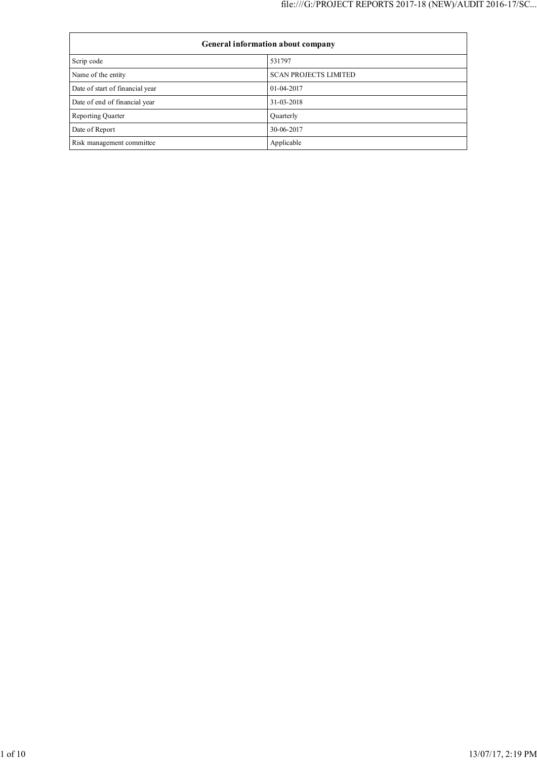| General information about company | |
|---|---|
| Scrip code | 531797 |
| Name of the entity | SCAN PROJECTS LIMITED |
| Date of start of financial year | 01-04-2017 |
| Date of end of financial year | 31-03-2018 |
| Reporting Quarter | Quarterly |
| Date of Report | 30-06-2017 |
| Risk management committee | Applicable |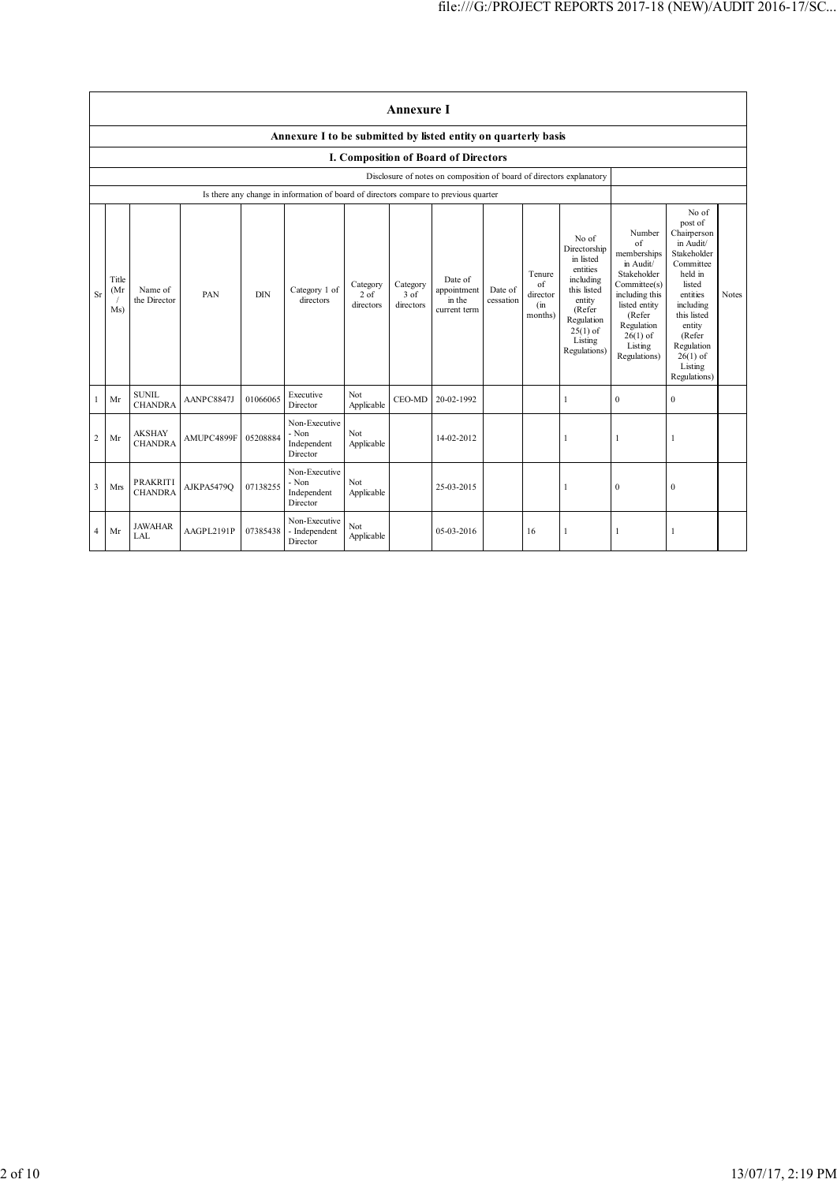# Annexure I

## Annexure I to be submitted by listed entity on quarterly basis

### I. Composition of Board of Directors

| Disclosure of notes on composition of board of directors explanatory | |
|---|---|
| Is there any change in information of board of directors compare to previous quarter | |

| Sr | Title (Mr / Ms) | Name of the Director | PAN | DIN | Category 1 of directors | Category 2 of directors | Category 3 of directors | Date of appointment in the current term | Date of cessation | Tenure of director (in months) | No of Directorship in listed entities including this listed entity (Refer Regulation 25(1) of Listing Regulations) | Number of memberships in Audit/ Stakeholder Committee(s) including this listed entity (Refer Regulation 26(1) of Listing Regulations) | No of post of Chairperson in Audit/ Stakeholder Committee held in listed entities including this listed entity (Refer Regulation 26(1) of Listing Regulations) | Notes |
|---|---|---|---|---|---|---|---|---|---|---|---|---|---|---|
| 1 | Mr | SUNIL CHANDRA | AANPC8847J | 01066065 | Executive Director | Not Applicable | CEO-MD | 20-02-1992 | | | 1 | 0 | 0 | |
| 2 | Mr | AKSHAY CHANDRA | AMUPC4899F | 05208884 | Non-Executive - Non Independent Director | Not Applicable | | 14-02-2012 | | | 1 | 1 | 1 | |
| 3 | Mrs | PRAKRITI CHANDRA | AJKPA5479Q | 07138255 | Non-Executive - Non Independent Director | Not Applicable | | 25-03-2015 | | | 1 | 0 | 0 | |
| 4 | Mr | JAWAHAR LAL | AAGPL2191P | 07385438 | Non-Executive - Independent Director | Not Applicable | | 05-03-2016 | | 16 | 1 | 1 | 1 | |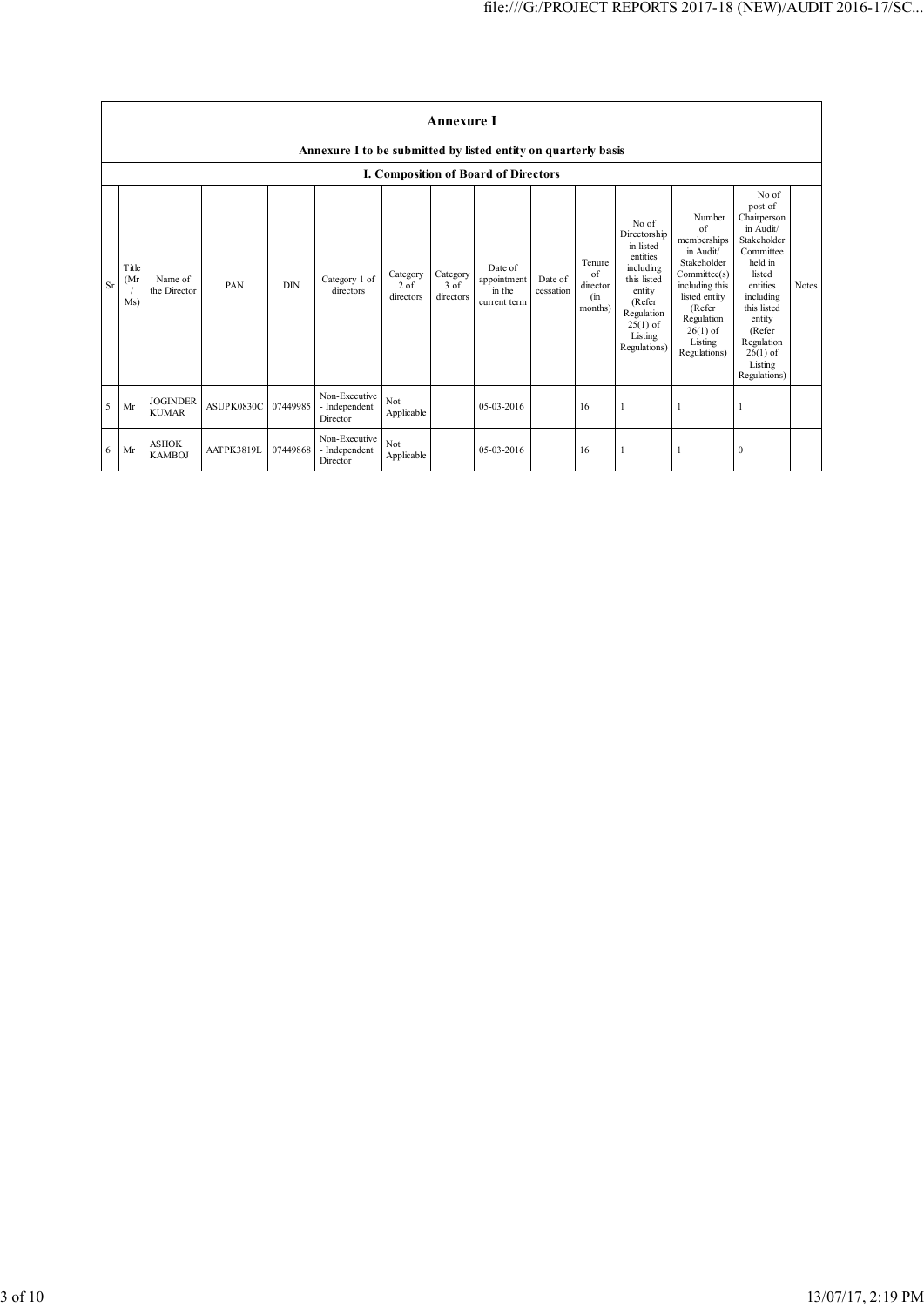# Annexure I

## Annexure I to be submitted by listed entity on quarterly basis

### I. Composition of Board of Directors

| Sr | Title (Mr / Ms) | Name of the Director | PAN | DIN | Category 1 of directors | Category 2 of directors | Category 3 of directors | Date of appointment in the current term | Date of cessation | Tenure of director (in months) | No of Directorship in listed entities including this listed entity (Refer Regulation 25(1) of Listing Regulations) | Number of memberships in Audit/ Stakeholder Committee(s) including this listed entity (Refer Regulation 26(1) of Listing Regulations) | No of post of Chairperson in Audit/ Stakeholder Committee held in listed entities including this listed entity (Refer Regulation 26(1) of Listing Regulations) | Notes |
|---|---|---|---|---|---|---|---|---|---|---|---|---|---|---|
| 5 | Mr | JOGINDER KUMAR | ASUPK0830C | 07449985 | Non-Executive - Independent Director | Not Applicable | | 05-03-2016 | | 16 | 1 | 1 | 1 | |
| 6 | Mr | ASHOK KAMBOJ | AATPK3819L | 07449868 | Non-Executive - Independent Director | Not Applicable | | 05-03-2016 | | 16 | 1 | 1 | 0 | |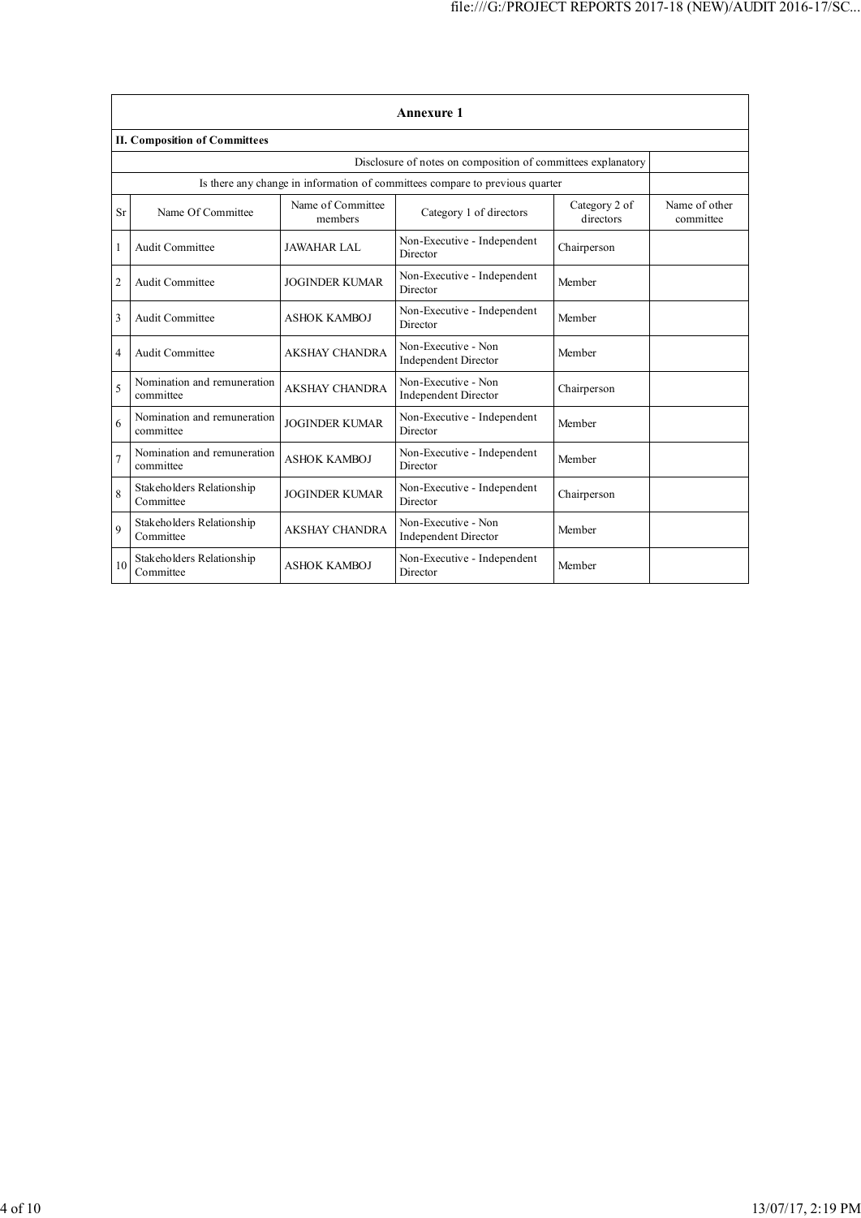## Annexure 1

### II. Composition of Committees

| Disclosure of notes on composition of committees explanatory | |
|---|---|
| Is there any change in information of committees compare to previous quarter | |

| Sr | Name Of Committee | Name of Committee members | Category 1 of directors | Category 2 of directors | Name of other committee |
|---|---|---|---|---|---|
| 1 | Audit Committee | JAWAHAR LAL | Non-Executive - Independent Director | Chairperson | |
| 2 | Audit Committee | JOGINDER KUMAR | Non-Executive - Independent Director | Member | |
| 3 | Audit Committee | ASHOK KAMBOJ | Non-Executive - Independent Director | Member | |
| 4 | Audit Committee | AKSHAY CHANDRA | Non-Executive - Non Independent Director | Member | |
| 5 | Nomination and remuneration committee | AKSHAY CHANDRA | Non-Executive - Non Independent Director | Chairperson | |
| 6 | Nomination and remuneration committee | JOGINDER KUMAR | Non-Executive - Independent Director | Member | |
| 7 | Nomination and remuneration committee | ASHOK KAMBOJ | Non-Executive - Independent Director | Member | |
| 8 | Stakeholders Relationship Committee | JOGINDER KUMAR | Non-Executive - Independent Director | Chairperson | |
| 9 | Stakeholders Relationship Committee | AKSHAY CHANDRA | Non-Executive - Non Independent Director | Member | |
| 10 | Stakeholders Relationship Committee | ASHOK KAMBOJ | Non-Executive - Independent Director | Member | |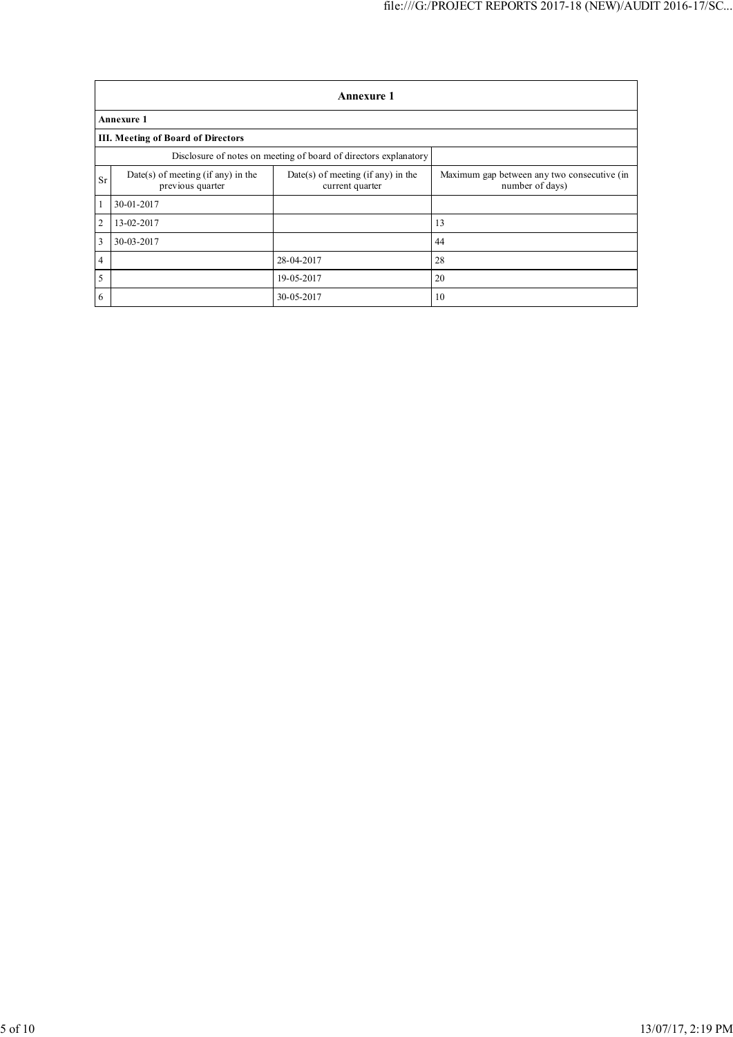| Annexure 1 | | | |
|---|---|---|---|
| **Annexure 1** | | | |
| **III. Meeting of Board of Directors** | | | |
| Disclosure of notes on meeting of board of directors explanatory | | | |
| Sr | Date(s) of meeting (if any) in the previous quarter | Date(s) of meeting (if any) in the current quarter | Maximum gap between any two consecutive (in number of days) |
| 1 | 30-01-2017 | | |
| 2 | 13-02-2017 | | 13 |
| 3 | 30-03-2017 | | 44 |
| 4 | | 28-04-2017 | 28 |
| 5 | | 19-05-2017 | 20 |
| 6 | | 30-05-2017 | 10 |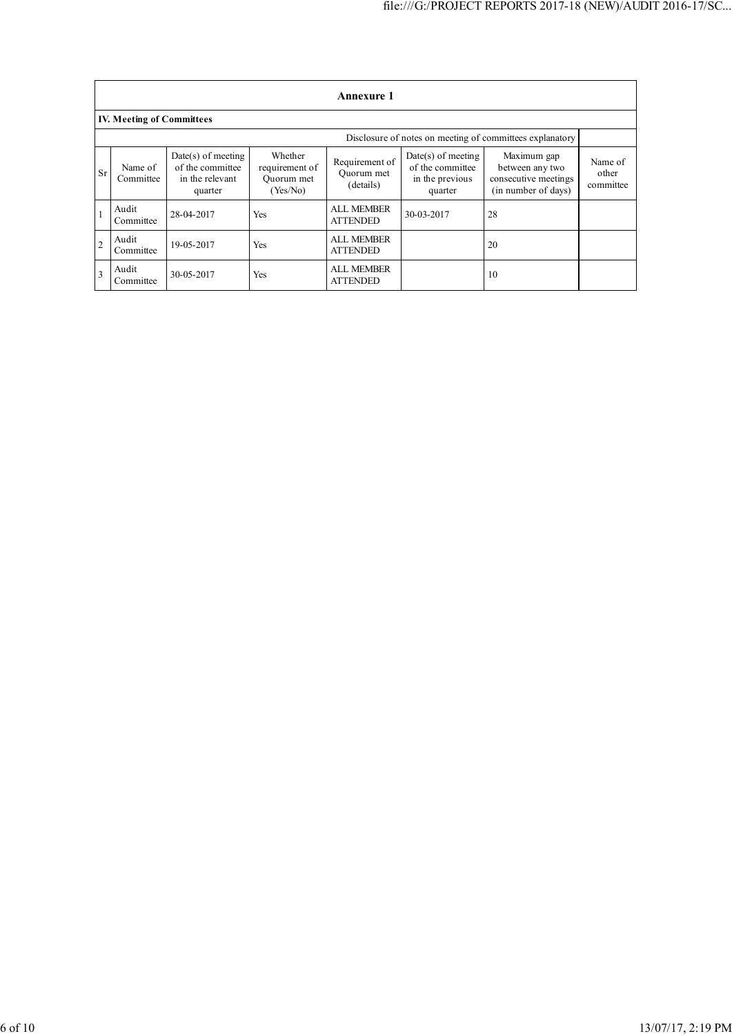## Annexure 1

### IV. Meeting of Committees

| Disclosure of notes on meeting of committees explanatory | | | | | | | |
|---|---|---|---|---|---|---|---|
| Sr | Name of Committee | Date(s) of meeting of the committee in the relevant quarter | Whether requirement of Quorum met (Yes/No) | Requirement of Quorum met (details) | Date(s) of meeting of the committee in the previous quarter | Maximum gap between any two consecutive meetings (in number of days) | Name of other committee |
| 1 | Audit Committee | 28-04-2017 | Yes | ALL MEMBER ATTENDED | 30-03-2017 | 28 | |
| 2 | Audit Committee | 19-05-2017 | Yes | ALL MEMBER ATTENDED | | 20 | |
| 3 | Audit Committee | 30-05-2017 | Yes | ALL MEMBER ATTENDED | | 10 | |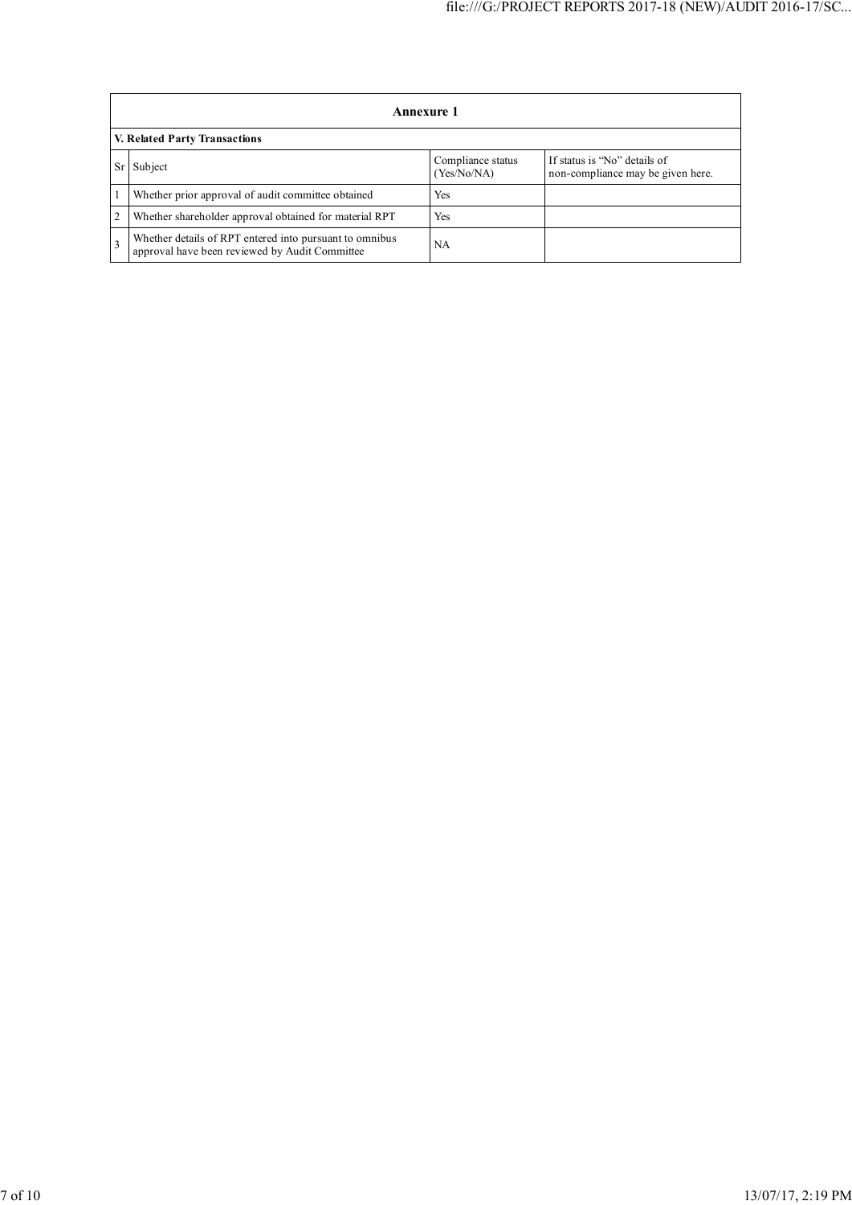## Annexure 1

### V. Related Party Transactions

| Sr | Subject | Compliance status (Yes/No/NA) | If status is “No” details of non-compliance may be given here. |
|---|---|---|---|
| 1 | Whether prior approval of audit committee obtained | Yes | |
| 2 | Whether shareholder approval obtained for material RPT | Yes | |
| 3 | Whether details of RPT entered into pursuant to omnibus approval have been reviewed by Audit Committee | NA | |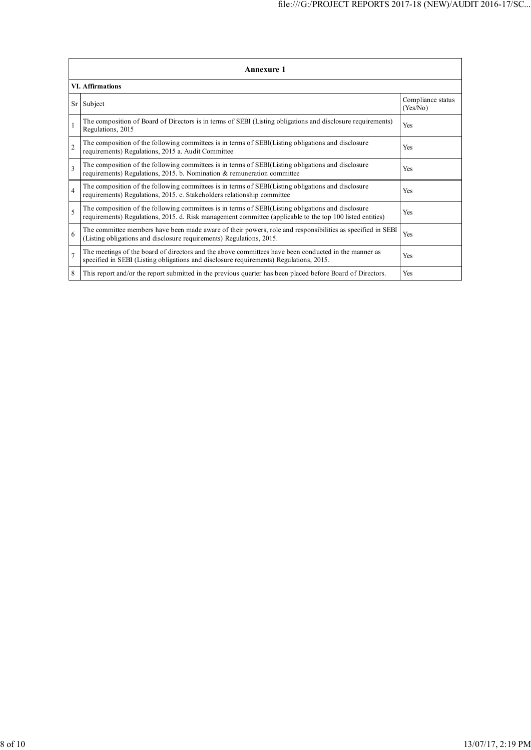## Annexure 1

### VI. Affirmations

| Sr | Subject | Compliance status (Yes/No) |
|---|---|---|
| 1 | The composition of Board of Directors is in terms of SEBI (Listing obligations and disclosure requirements) Regulations, 2015 | Yes |
| 2 | The composition of the following committees is in terms of SEBI(Listing obligations and disclosure requirements) Regulations, 2015 a. Audit Committee | Yes |
| 3 | The composition of the following committees is in terms of SEBI(Listing obligations and disclosure requirements) Regulations, 2015. b. Nomination & remuneration committee | Yes |
| 4 | The composition of the following committees is in terms of SEBI(Listing obligations and disclosure requirements) Regulations, 2015. c. Stakeholders relationship committee | Yes |
| 5 | The composition of the following committees is in terms of SEBI(Listing obligations and disclosure requirements) Regulations, 2015. d. Risk management committee (applicable to the top 100 listed entities) | Yes |
| 6 | The committee members have been made aware of their powers, role and responsibilities as specified in SEBI (Listing obligations and disclosure requirements) Regulations, 2015. | Yes |
| 7 | The meetings of the board of directors and the above committees have been conducted in the manner as specified in SEBI (Listing obligations and disclosure requirements) Regulations, 2015. | Yes |
| 8 | This report and/or the report submitted in the previous quarter has been placed before Board of Directors. | Yes |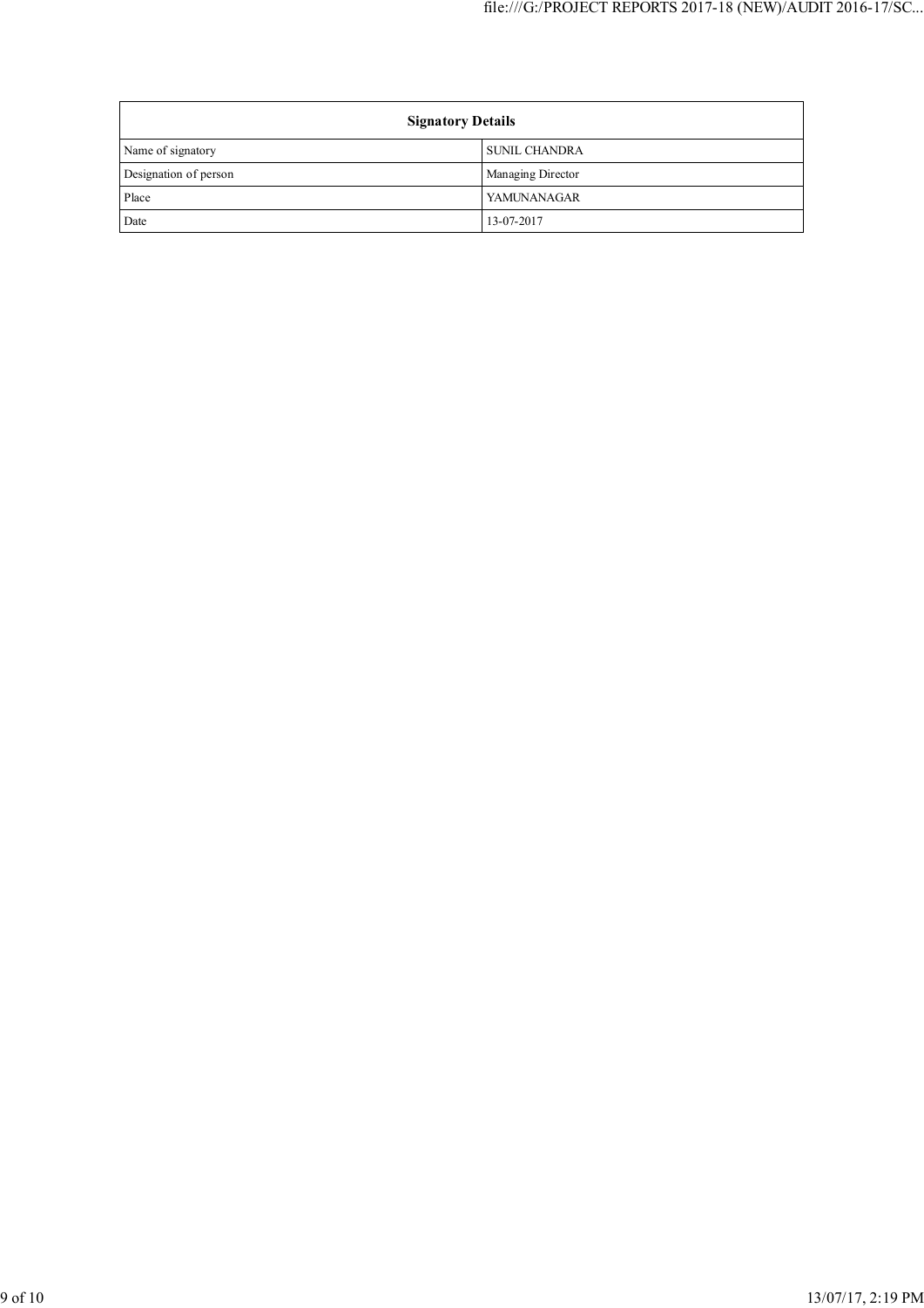| Signatory Details | |
|---|---|
| Name of signatory | SUNIL CHANDRA |
| Designation of person | Managing Director |
| Place | YAMUNANAGAR |
| Date | 13-07-2017 |